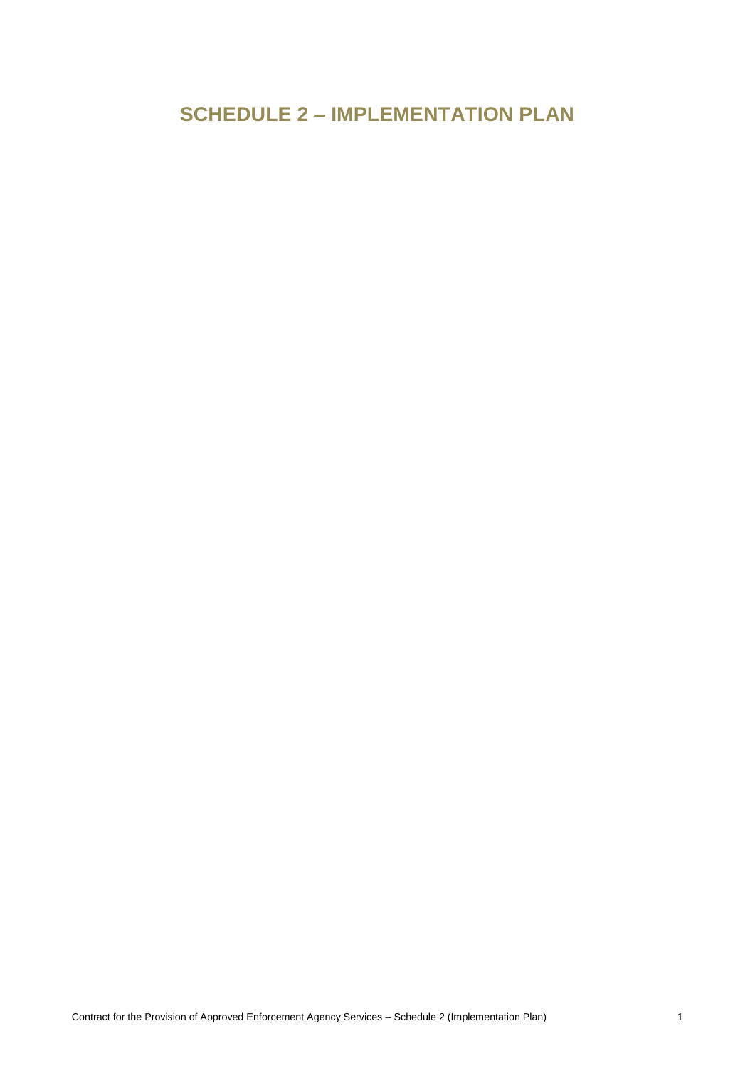# SCHEDULE 2 – IMPLEMENTATION PLAN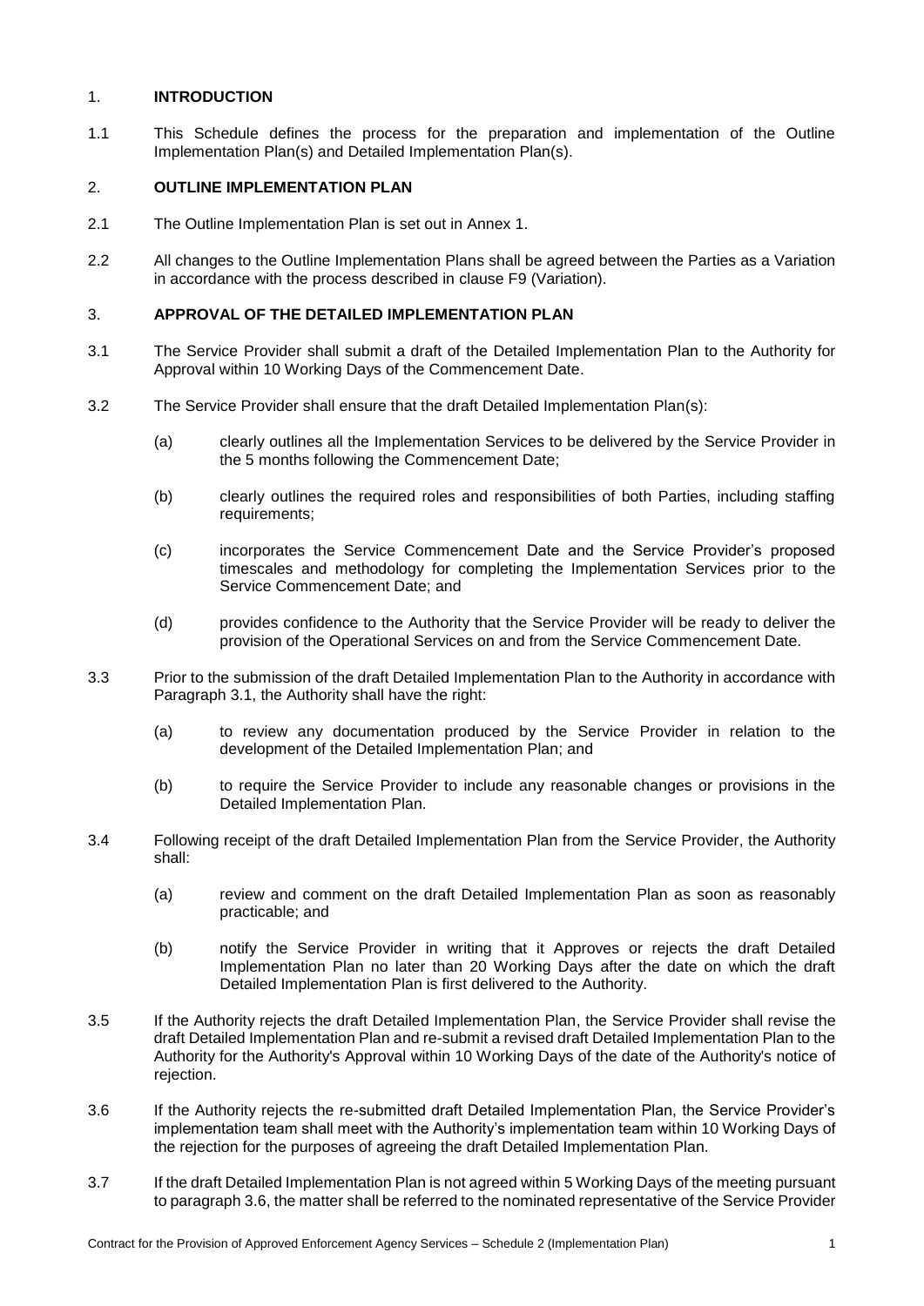## 1. INTRODUCTION

1.1 This Schedule defines the process for the preparation and implementation of the Outline Implementation Plan(s) and Detailed Implementation Plan(s).

## 2. OUTLINE IMPLEMENTATION PLAN

2.1 The Outline Implementation Plan is set out in Annex 1.

2.2 All changes to the Outline Implementation Plans shall be agreed between the Parties as a Variation in accordance with the process described in clause F9 (Variation).

## 3. APPROVAL OF THE DETAILED IMPLEMENTATION PLAN

3.1 The Service Provider shall submit a draft of the Detailed Implementation Plan to the Authority for Approval within 10 Working Days of the Commencement Date.

3.2 The Service Provider shall ensure that the draft Detailed Implementation Plan(s):

(a) clearly outlines all the Implementation Services to be delivered by the Service Provider in the 5 months following the Commencement Date;

(b) clearly outlines the required roles and responsibilities of both Parties, including staffing requirements;

(c) incorporates the Service Commencement Date and the Service Provider's proposed timescales and methodology for completing the Implementation Services prior to the Service Commencement Date; and

(d) provides confidence to the Authority that the Service Provider will be ready to deliver the provision of the Operational Services on and from the Service Commencement Date.

3.3 Prior to the submission of the draft Detailed Implementation Plan to the Authority in accordance with Paragraph 3.1, the Authority shall have the right:

(a) to review any documentation produced by the Service Provider in relation to the development of the Detailed Implementation Plan; and

(b) to require the Service Provider to include any reasonable changes or provisions in the Detailed Implementation Plan.

3.4 Following receipt of the draft Detailed Implementation Plan from the Service Provider, the Authority shall:

(a) review and comment on the draft Detailed Implementation Plan as soon as reasonably practicable; and

(b) notify the Service Provider in writing that it Approves or rejects the draft Detailed Implementation Plan no later than 20 Working Days after the date on which the draft Detailed Implementation Plan is first delivered to the Authority.

3.5 If the Authority rejects the draft Detailed Implementation Plan, the Service Provider shall revise the draft Detailed Implementation Plan and re-submit a revised draft Detailed Implementation Plan to the Authority for the Authority's Approval within 10 Working Days of the date of the Authority's notice of rejection.

3.6 If the Authority rejects the re-submitted draft Detailed Implementation Plan, the Service Provider's implementation team shall meet with the Authority's implementation team within 10 Working Days of the rejection for the purposes of agreeing the draft Detailed Implementation Plan.

3.7 If the draft Detailed Implementation Plan is not agreed within 5 Working Days of the meeting pursuant to paragraph 3.6, the matter shall be referred to the nominated representative of the Service Provider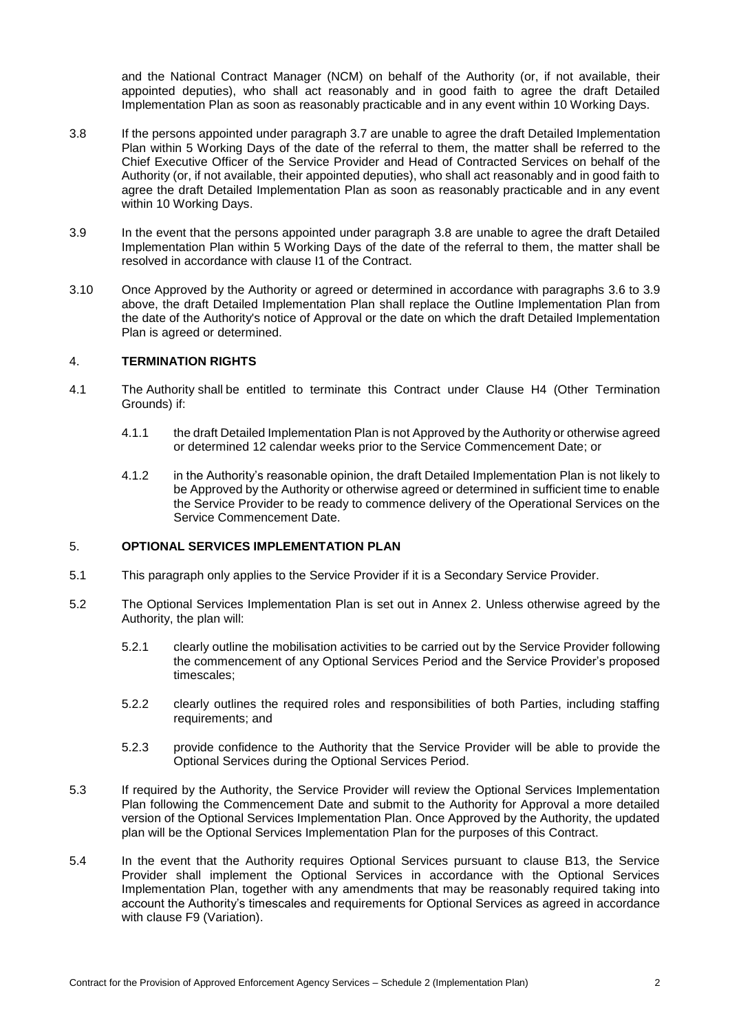and the National Contract Manager (NCM) on behalf of the Authority (or, if not available, their appointed deputies), who shall act reasonably and in good faith to agree the draft Detailed Implementation Plan as soon as reasonably practicable and in any event within 10 Working Days.

3.8 If the persons appointed under paragraph 3.7 are unable to agree the draft Detailed Implementation Plan within 5 Working Days of the date of the referral to them, the matter shall be referred to the Chief Executive Officer of the Service Provider and Head of Contracted Services on behalf of the Authority (or, if not available, their appointed deputies), who shall act reasonably and in good faith to agree the draft Detailed Implementation Plan as soon as reasonably practicable and in any event within 10 Working Days.

3.9 In the event that the persons appointed under paragraph 3.8 are unable to agree the draft Detailed Implementation Plan within 5 Working Days of the date of the referral to them, the matter shall be resolved in accordance with clause I1 of the Contract.

3.10 Once Approved by the Authority or agreed or determined in accordance with paragraphs 3.6 to 3.9 above, the draft Detailed Implementation Plan shall replace the Outline Implementation Plan from the date of the Authority's notice of Approval or the date on which the draft Detailed Implementation Plan is agreed or determined.

## 4. **TERMINATION RIGHTS**

4.1 The Authority shall be entitled to terminate this Contract under Clause H4 (Other Termination Grounds) if:

4.1.1 the draft Detailed Implementation Plan is not Approved by the Authority or otherwise agreed or determined 12 calendar weeks prior to the Service Commencement Date; or

4.1.2 in the Authority's reasonable opinion, the draft Detailed Implementation Plan is not likely to be Approved by the Authority or otherwise agreed or determined in sufficient time to enable the Service Provider to be ready to commence delivery of the Operational Services on the Service Commencement Date.

## 5. **OPTIONAL SERVICES IMPLEMENTATION PLAN**

5.1 This paragraph only applies to the Service Provider if it is a Secondary Service Provider.

5.2 The Optional Services Implementation Plan is set out in Annex 2. Unless otherwise agreed by the Authority, the plan will:

5.2.1 clearly outline the mobilisation activities to be carried out by the Service Provider following the commencement of any Optional Services Period and the Service Provider's proposed timescales;

5.2.2 clearly outlines the required roles and responsibilities of both Parties, including staffing requirements; and

5.2.3 provide confidence to the Authority that the Service Provider will be able to provide the Optional Services during the Optional Services Period.

5.3 If required by the Authority, the Service Provider will review the Optional Services Implementation Plan following the Commencement Date and submit to the Authority for Approval a more detailed version of the Optional Services Implementation Plan. Once Approved by the Authority, the updated plan will be the Optional Services Implementation Plan for the purposes of this Contract.

5.4 In the event that the Authority requires Optional Services pursuant to clause B13, the Service Provider shall implement the Optional Services in accordance with the Optional Services Implementation Plan, together with any amendments that may be reasonably required taking into account the Authority's timescales and requirements for Optional Services as agreed in accordance with clause F9 (Variation).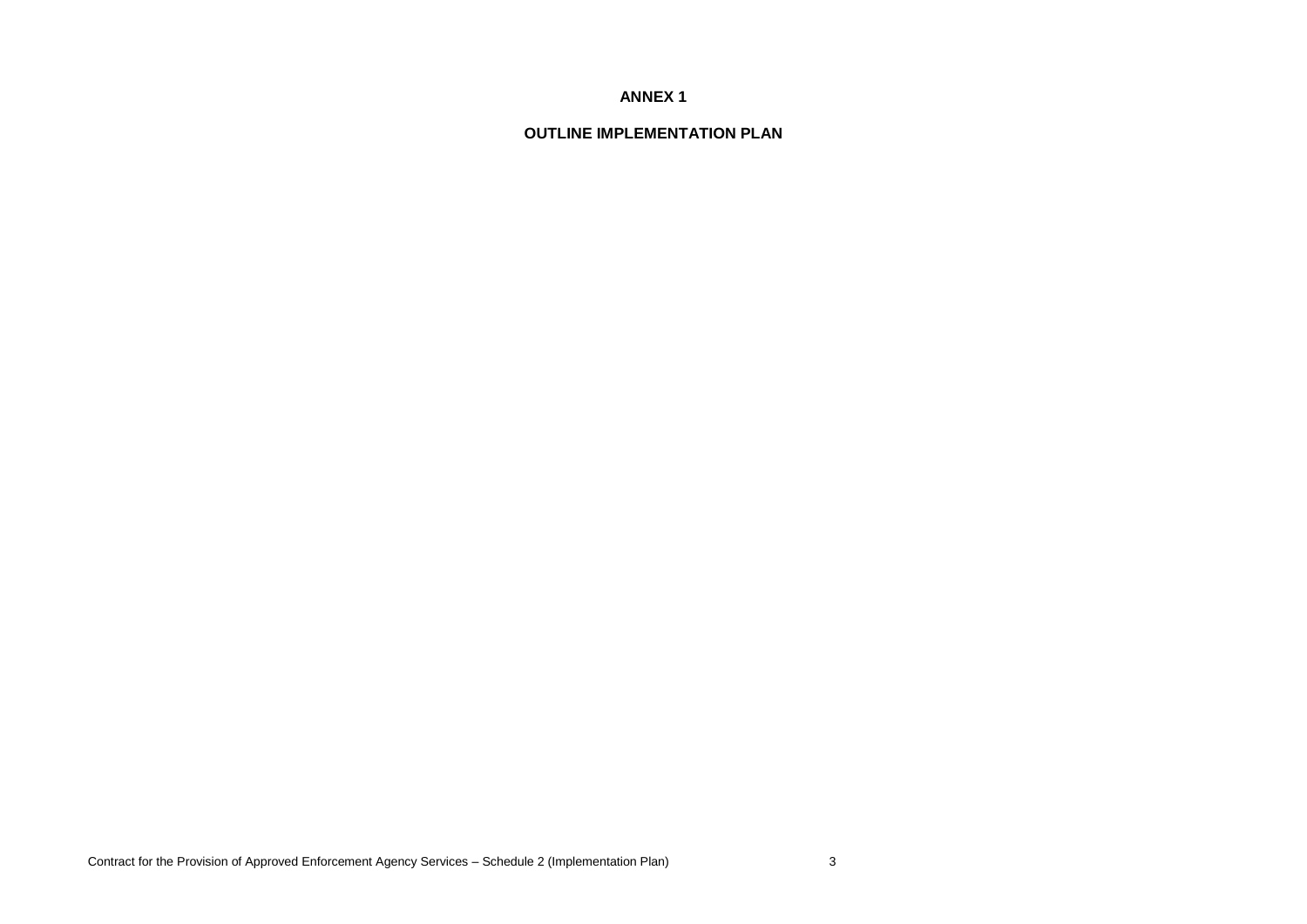# ANNEX 1

## OUTLINE IMPLEMENTATION PLAN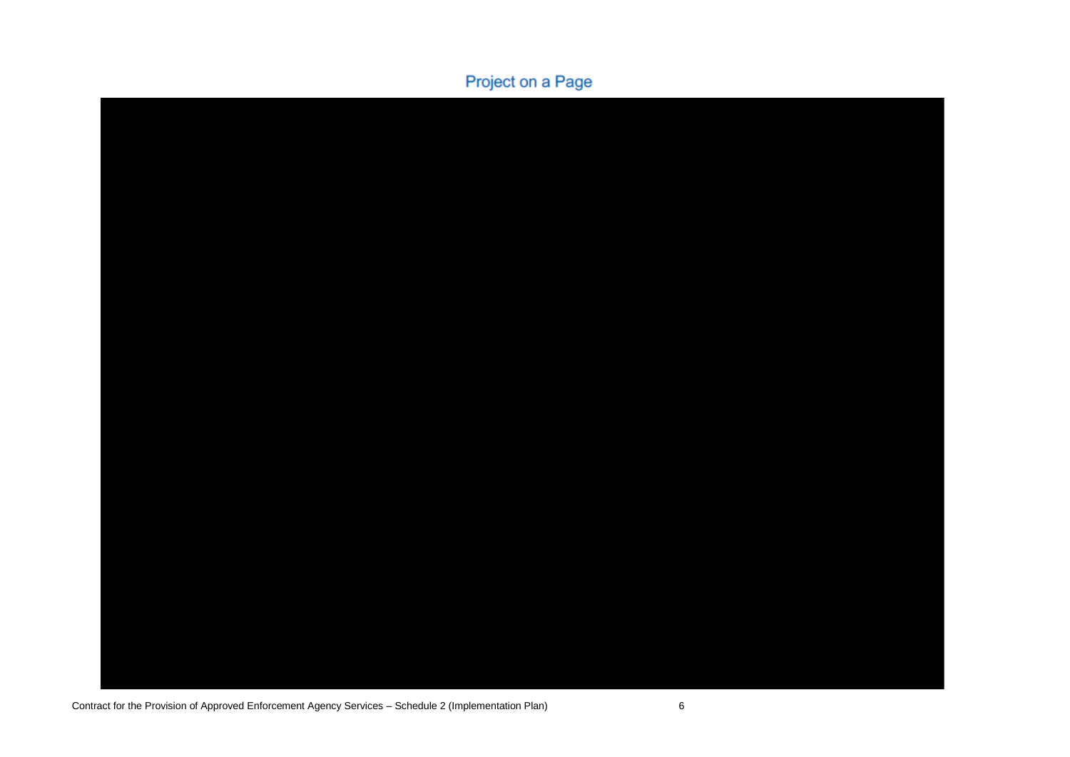## Project on a Page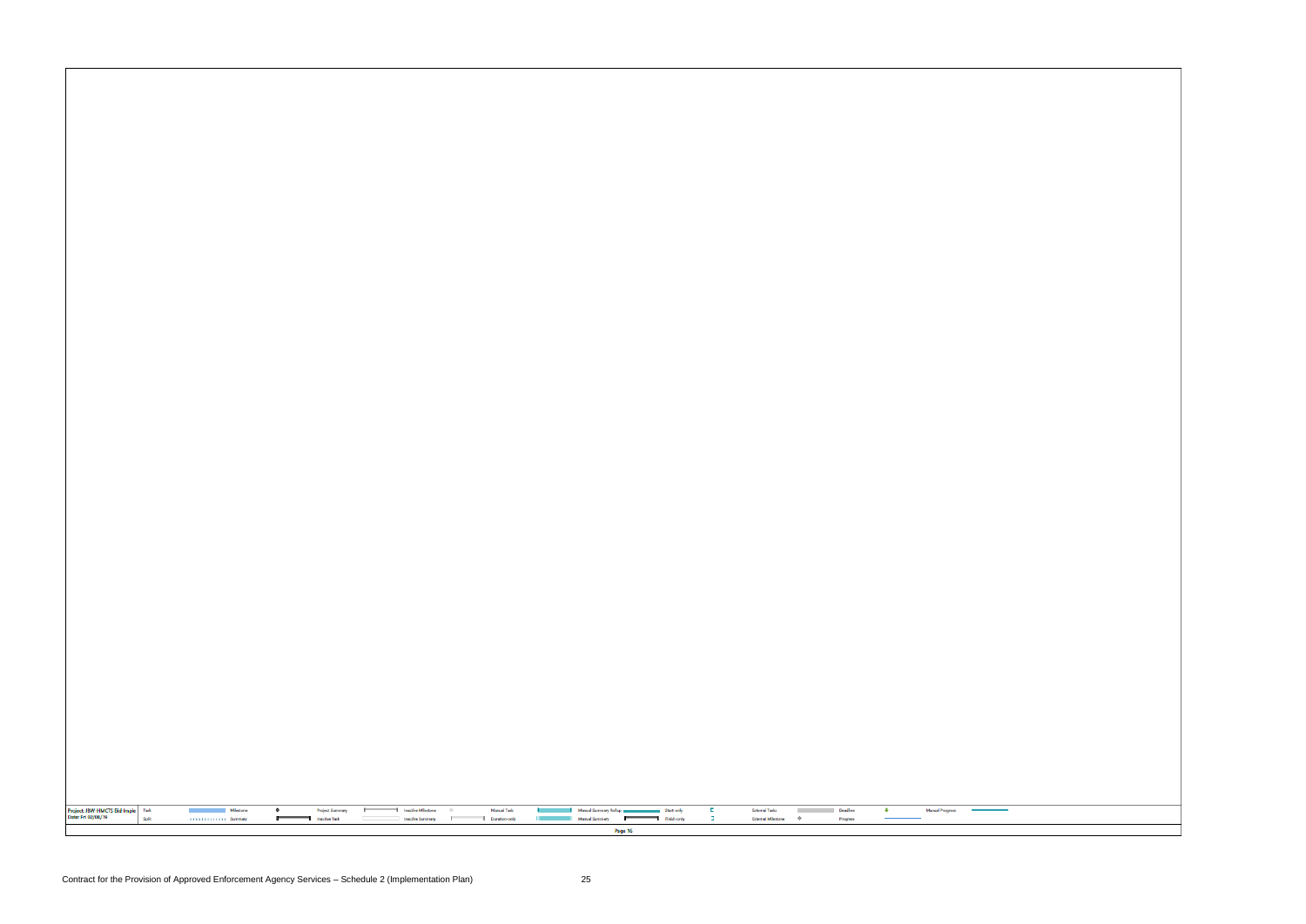Project: JBW-HMCTS Bid Implc
Date: Fri 02/08/19

Task
Split
Milestone
Summary
Project Summary
Inactive Task
Inactive Milestone
Inactive Summary
Manual Task
Duration-only
Manual Summary Rollup
Manual Summary
Start-only
Finish-only
External Tasks
External Milestone
Deadline
Progress
Manual Progress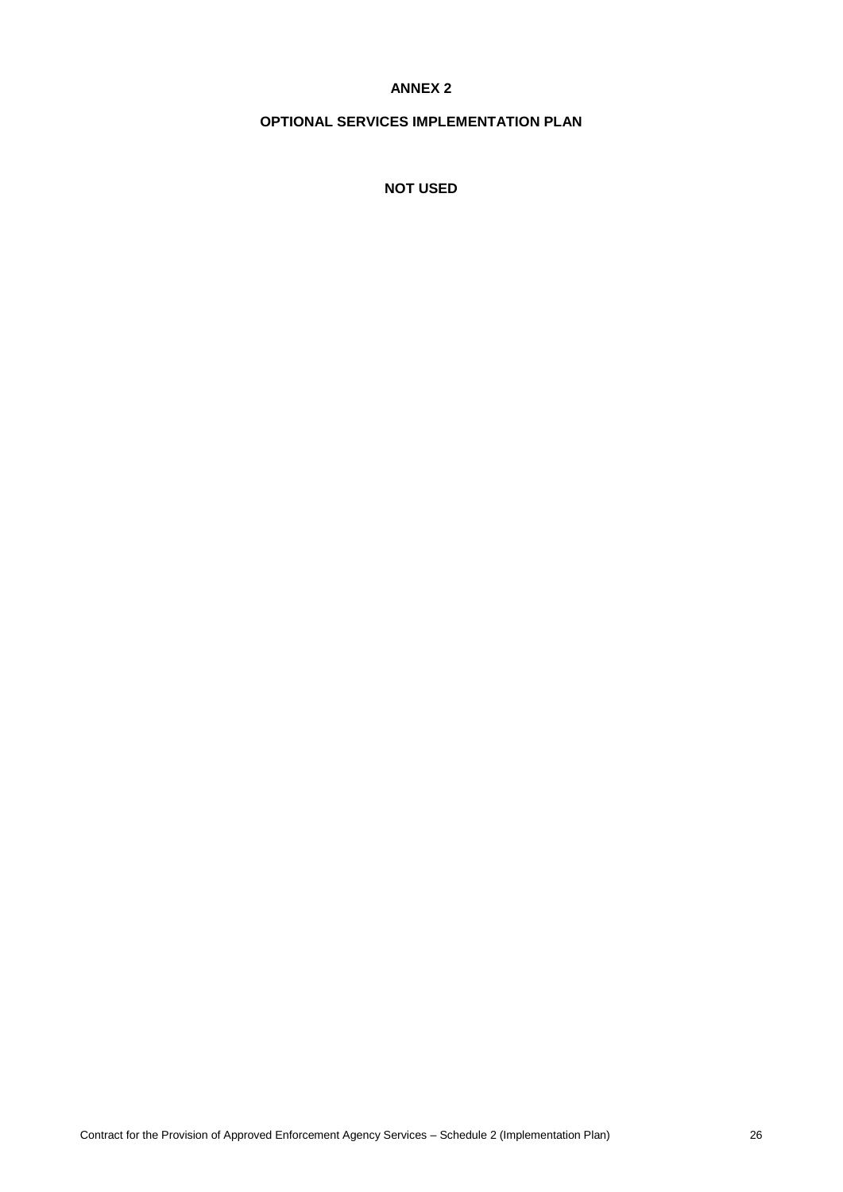**ANNEX 2**

**OPTIONAL SERVICES IMPLEMENTATION PLAN**

**NOT USED**